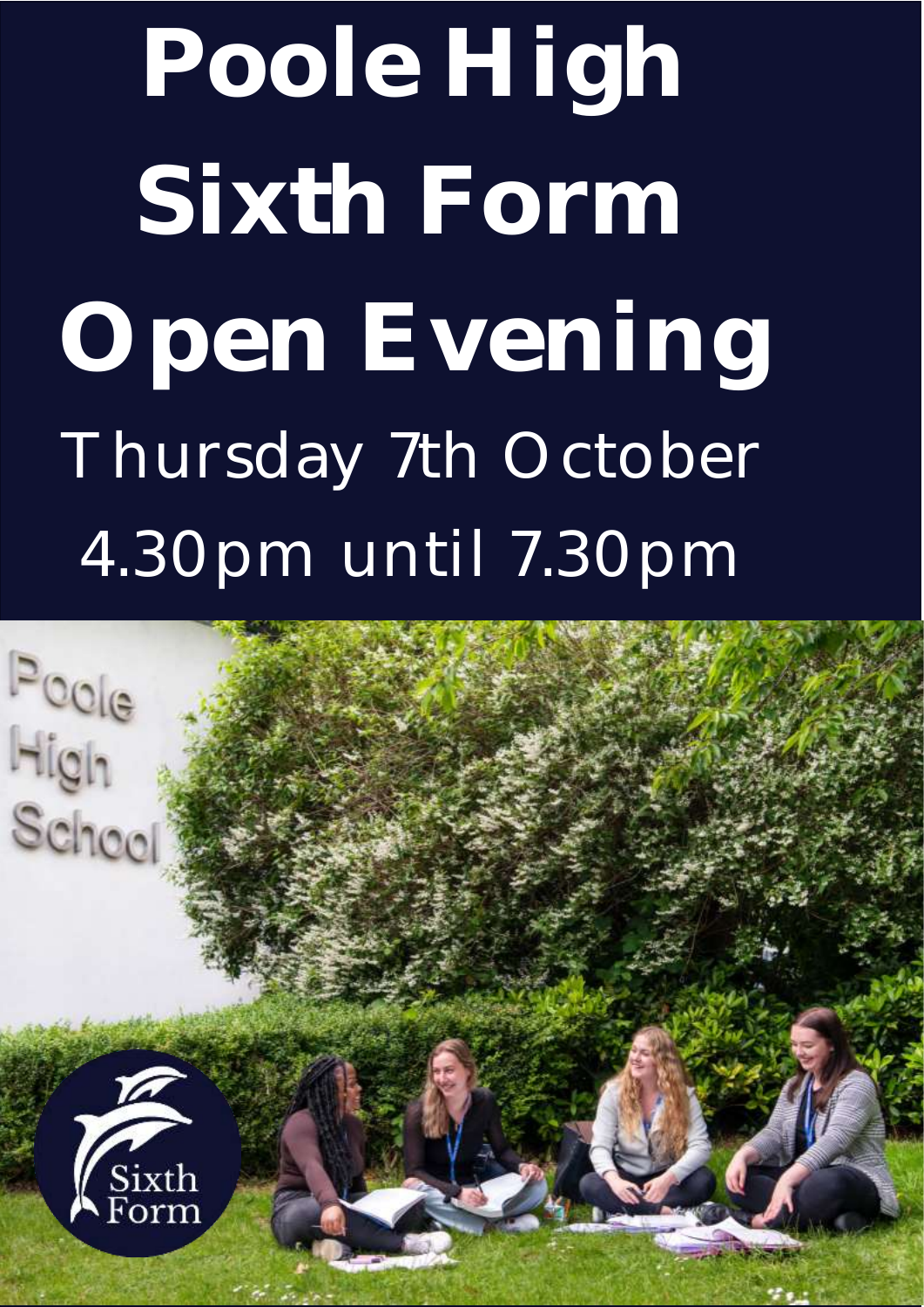# Poole High Sixth Form Open Evening

Thursday 7th October

4.30pm until 7.30pm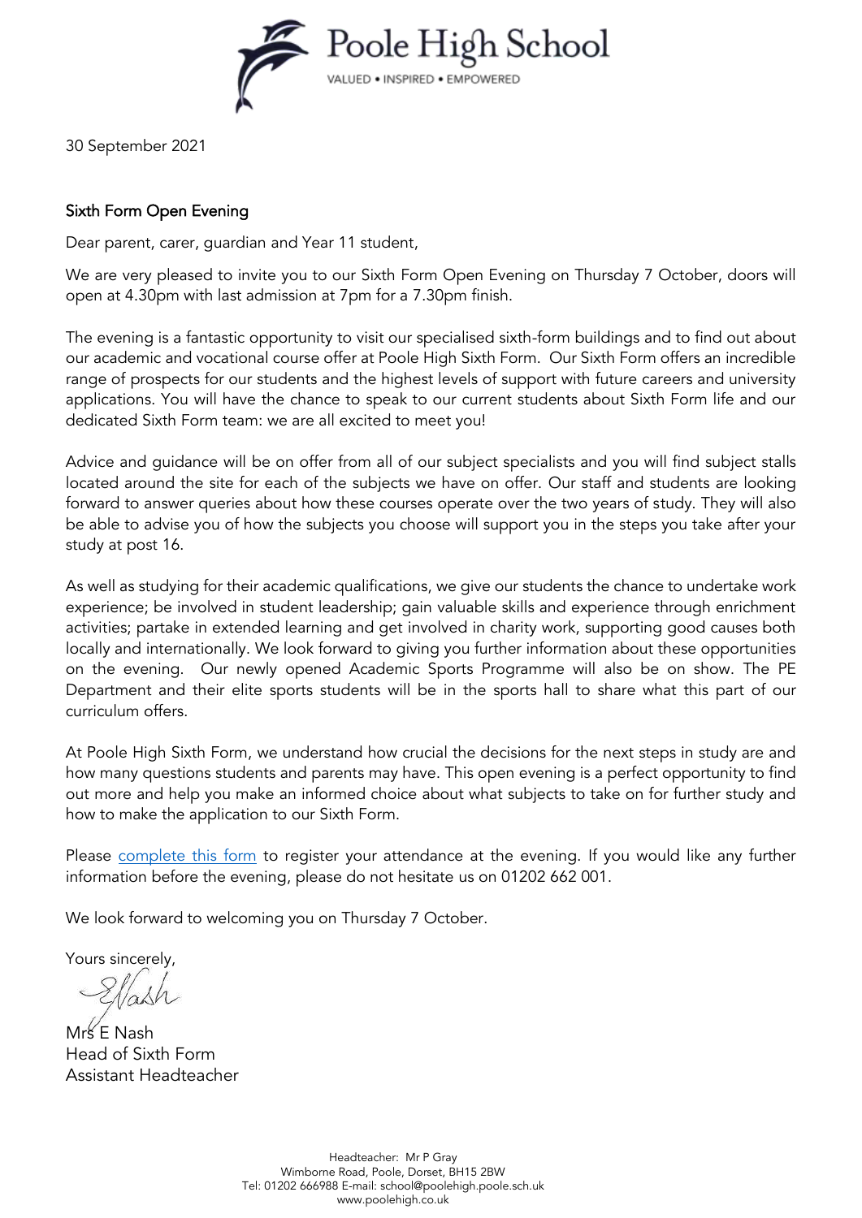Poole High School

VALUED • INSPIRED • EMPOWERED

30 September 2021

**Sixth Form Open Evening**

Dear parent, carer, guardian and Year 11 student,

We are very pleased to invite you to our Sixth Form Open Evening on Thursday 7 October, doors will open at 4.30pm with last admission at 7pm for a 7.30pm finish.

The evening is a fantastic opportunity to visit our specialised sixth-form buildings and to find out about our academic and vocational course offer at Poole High Sixth Form. Our Sixth Form offers an incredible range of prospects for our students and the highest levels of support with future careers and university applications. You will have the chance to speak to our current students about Sixth Form life and our dedicated Sixth Form team: we are all excited to meet you!

Advice and guidance will be on offer from all of our subject specialists and you will find subject stalls located around the site for each of the subjects we have on offer. Our staff and students are looking forward to answer queries about how these courses operate over the two years of study. They will also be able to advise you of how the subjects you choose will support you in the steps you take after your study at post 16.

As well as studying for their academic qualifications, we give our students the chance to undertake work experience; be involved in student leadership; gain valuable skills and experience through enrichment activities; partake in extended learning and get involved in charity work, supporting good causes both locally and internationally. We look forward to giving you further information about these opportunities on the evening. Our newly opened Academic Sports Programme will also be on show. The PE Department and their elite sports students will be in the sports hall to share what this part of our curriculum offers.

At Poole High Sixth Form, we understand how crucial the decisions for the next steps in study are and how many questions students and parents may have. This open evening is a perfect opportunity to find out more and help you make an informed choice about what subjects to take on for further study and how to make the application to our Sixth Form.

Please complete this form to register your attendance at the evening. If you would like any further information before the evening, please do not hesitate us on 01202 662 001.

We look forward to welcoming you on Thursday 7 October.

Yours sincerely,

Mrs E Nash
Head of Sixth Form
Assistant Headteacher

Headteacher: Mr P Gray
Wimborne Road, Poole, Dorset, BH15 2BW
Tel: 01202 666988 E-mail: school@poolehigh.poole.sch.uk
www.poolehigh.co.uk